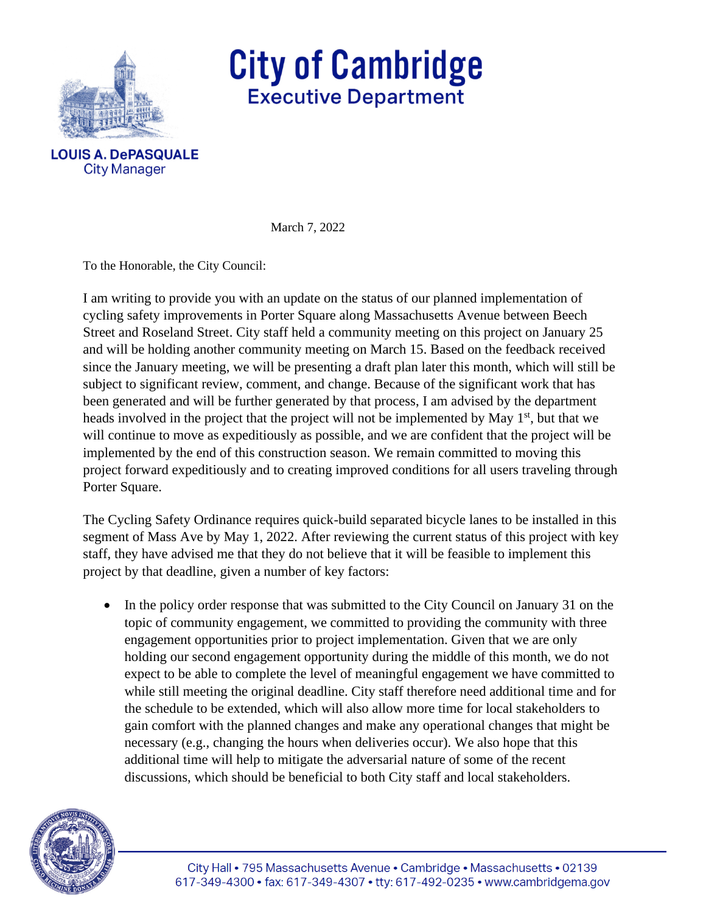# City of Cambridge
## Executive Department

**LOUIS A. DePASQUALE**
City Manager

March 7, 2022

To the Honorable, the City Council:

I am writing to provide you with an update on the status of our planned implementation of cycling safety improvements in Porter Square along Massachusetts Avenue between Beech Street and Roseland Street. City staff held a community meeting on this project on January 25 and will be holding another community meeting on March 15. Based on the feedback received since the January meeting, we will be presenting a draft plan later this month, which will still be subject to significant review, comment, and change. Because of the significant work that has been generated and will be further generated by that process, I am advised by the department heads involved in the project that the project will not be implemented by May 1st, but that we will continue to move as expeditiously as possible, and we are confident that the project will be implemented by the end of this construction season. We remain committed to moving this project forward expeditiously and to creating improved conditions for all users traveling through Porter Square.

The Cycling Safety Ordinance requires quick-build separated bicycle lanes to be installed in this segment of Mass Ave by May 1, 2022. After reviewing the current status of this project with key staff, they have advised me that they do not believe that it will be feasible to implement this project by that deadline, given a number of key factors:

- In the policy order response that was submitted to the City Council on January 31 on the topic of community engagement, we committed to providing the community with three engagement opportunities prior to project implementation. Given that we are only holding our second engagement opportunity during the middle of this month, we do not expect to be able to complete the level of meaningful engagement we have committed to while still meeting the original deadline. City staff therefore need additional time and for the schedule to be extended, which will also allow more time for local stakeholders to gain comfort with the planned changes and make any operational changes that might be necessary (e.g., changing the hours when deliveries occur). We also hope that this additional time will help to mitigate the adversarial nature of some of the recent discussions, which should be beneficial to both City staff and local stakeholders.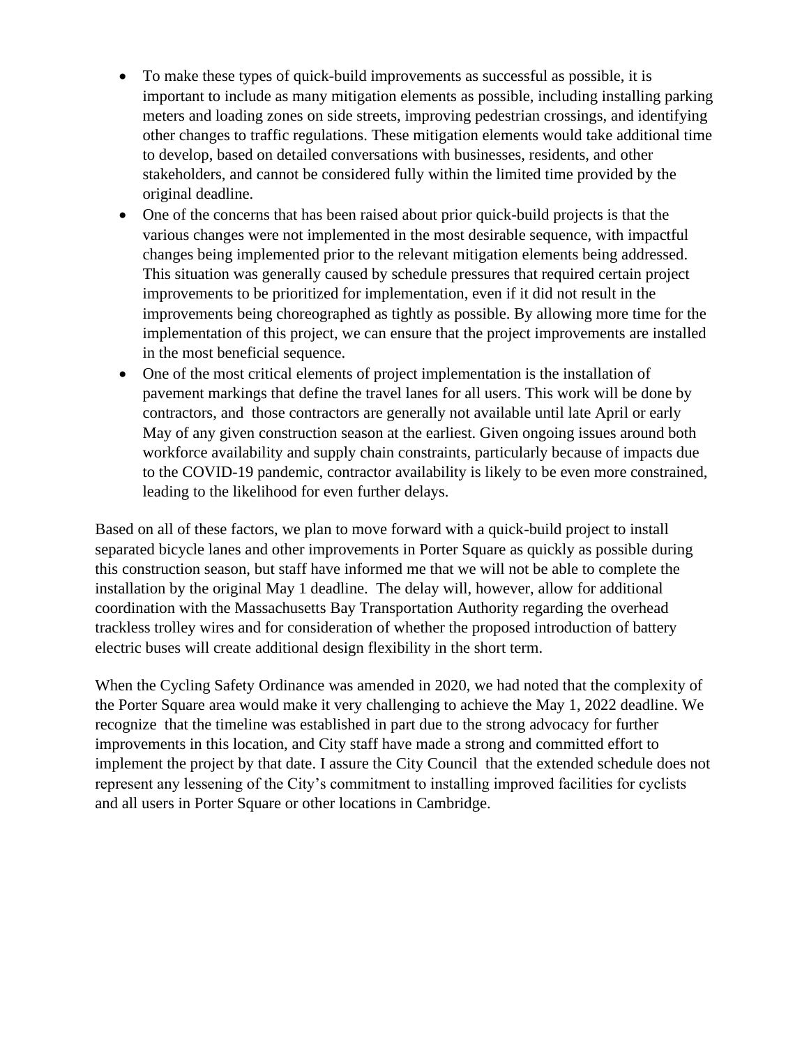- To make these types of quick-build improvements as successful as possible, it is important to include as many mitigation elements as possible, including installing parking meters and loading zones on side streets, improving pedestrian crossings, and identifying other changes to traffic regulations. These mitigation elements would take additional time to develop, based on detailed conversations with businesses, residents, and other stakeholders, and cannot be considered fully within the limited time provided by the original deadline.
- One of the concerns that has been raised about prior quick-build projects is that the various changes were not implemented in the most desirable sequence, with impactful changes being implemented prior to the relevant mitigation elements being addressed. This situation was generally caused by schedule pressures that required certain project improvements to be prioritized for implementation, even if it did not result in the improvements being choreographed as tightly as possible. By allowing more time for the implementation of this project, we can ensure that the project improvements are installed in the most beneficial sequence.
- One of the most critical elements of project implementation is the installation of pavement markings that define the travel lanes for all users. This work will be done by contractors, and those contractors are generally not available until late April or early May of any given construction season at the earliest. Given ongoing issues around both workforce availability and supply chain constraints, particularly because of impacts due to the COVID-19 pandemic, contractor availability is likely to be even more constrained, leading to the likelihood for even further delays.

Based on all of these factors, we plan to move forward with a quick-build project to install separated bicycle lanes and other improvements in Porter Square as quickly as possible during this construction season, but staff have informed me that we will not be able to complete the installation by the original May 1 deadline. The delay will, however, allow for additional coordination with the Massachusetts Bay Transportation Authority regarding the overhead trackless trolley wires and for consideration of whether the proposed introduction of battery electric buses will create additional design flexibility in the short term.

When the Cycling Safety Ordinance was amended in 2020, we had noted that the complexity of the Porter Square area would make it very challenging to achieve the May 1, 2022 deadline. We recognize that the timeline was established in part due to the strong advocacy for further improvements in this location, and City staff have made a strong and committed effort to implement the project by that date. I assure the City Council that the extended schedule does not represent any lessening of the City's commitment to installing improved facilities for cyclists and all users in Porter Square or other locations in Cambridge.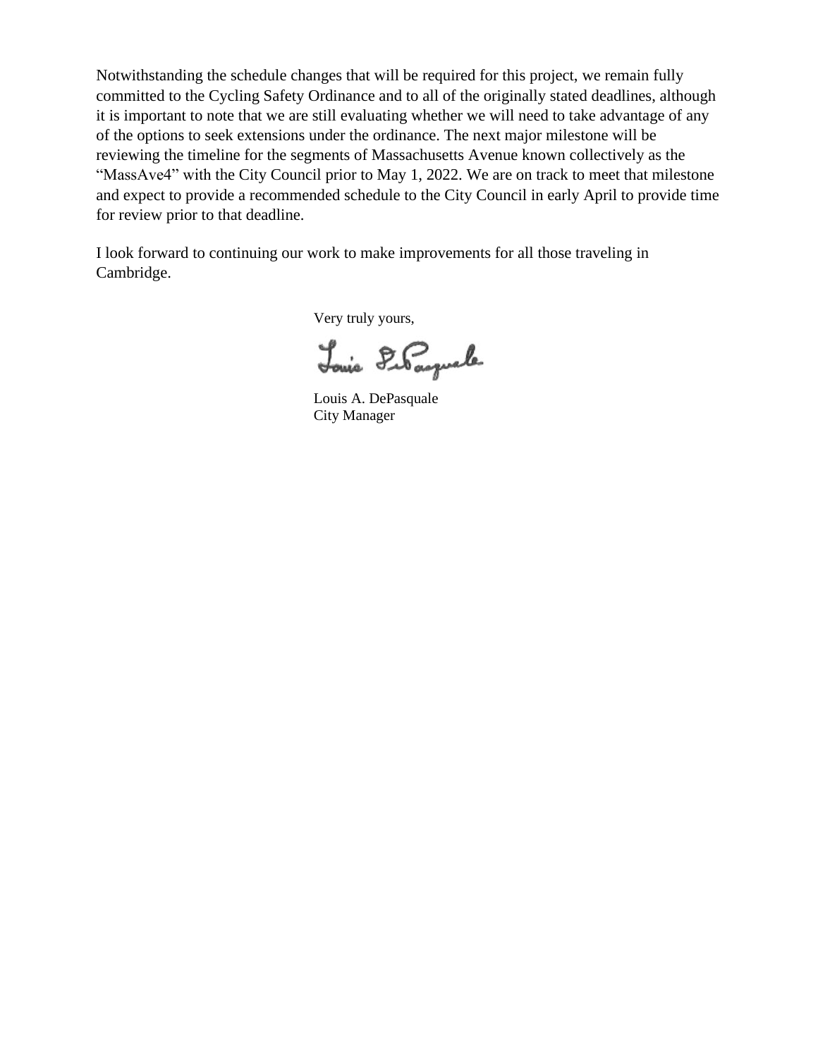Notwithstanding the schedule changes that will be required for this project, we remain fully committed to the Cycling Safety Ordinance and to all of the originally stated deadlines, although it is important to note that we are still evaluating whether we will need to take advantage of any of the options to seek extensions under the ordinance. The next major milestone will be reviewing the timeline for the segments of Massachusetts Avenue known collectively as the "MassAve4" with the City Council prior to May 1, 2022. We are on track to meet that milestone and expect to provide a recommended schedule to the City Council in early April to provide time for review prior to that deadline.

I look forward to continuing our work to make improvements for all those traveling in Cambridge.

Very truly yours,

Louis A. DePasquale
City Manager